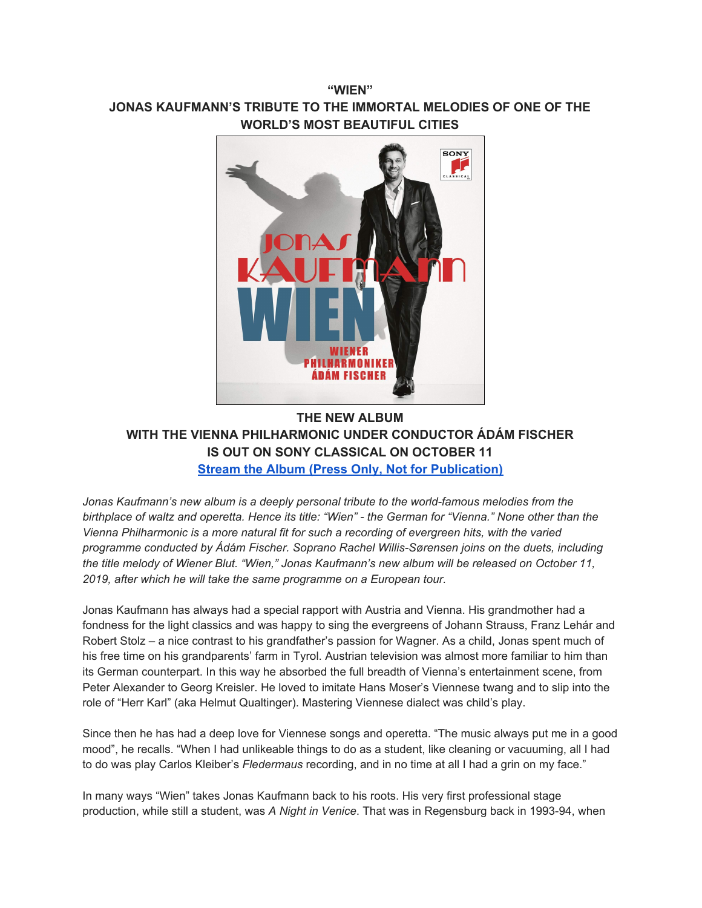**"WIEN"**

**JONAS KAUFMANN'S TRIBUTE TO THE IMMORTAL MELODIES OF ONE OF THE WORLD'S MOST BEAUTIFUL CITIES**

**THE NEW ALBUM**
**WITH THE VIENNA PHILHARMONIC UNDER CONDUCTOR ÁDÁM FISCHER IS OUT ON SONY CLASSICAL ON OCTOBER 11**
**Stream the Album (Press Only, Not for Publication)**

*Jonas Kaufmann's new album is a deeply personal tribute to the world-famous melodies from the birthplace of waltz and operetta. Hence its title: "Wien" - the German for "Vienna." None other than the Vienna Philharmonic is a more natural fit for such a recording of evergreen hits, with the varied programme conducted by Ádám Fischer. Soprano Rachel Willis-Sørensen joins on the duets, including the title melody of Wiener Blut. "Wien," Jonas Kaufmann's new album will be released on October 11, 2019, after which he will take the same programme on a European tour.*

Jonas Kaufmann has always had a special rapport with Austria and Vienna. His grandmother had a fondness for the light classics and was happy to sing the evergreens of Johann Strauss, Franz Lehár and Robert Stolz – a nice contrast to his grandfather's passion for Wagner. As a child, Jonas spent much of his free time on his grandparents' farm in Tyrol. Austrian television was almost more familiar to him than its German counterpart. In this way he absorbed the full breadth of Vienna's entertainment scene, from Peter Alexander to Georg Kreisler. He loved to imitate Hans Moser's Viennese twang and to slip into the role of "Herr Karl" (aka Helmut Qualtinger). Mastering Viennese dialect was child's play.

Since then he has had a deep love for Viennese songs and operetta. "The music always put me in a good mood", he recalls. "When I had unlikeable things to do as a student, like cleaning or vacuuming, all I had to do was play Carlos Kleiber's *Fledermaus* recording, and in no time at all I had a grin on my face."

In many ways "Wien" takes Jonas Kaufmann back to his roots. His very first professional stage production, while still a student, was *A Night in Venice*. That was in Regensburg back in 1993-94, when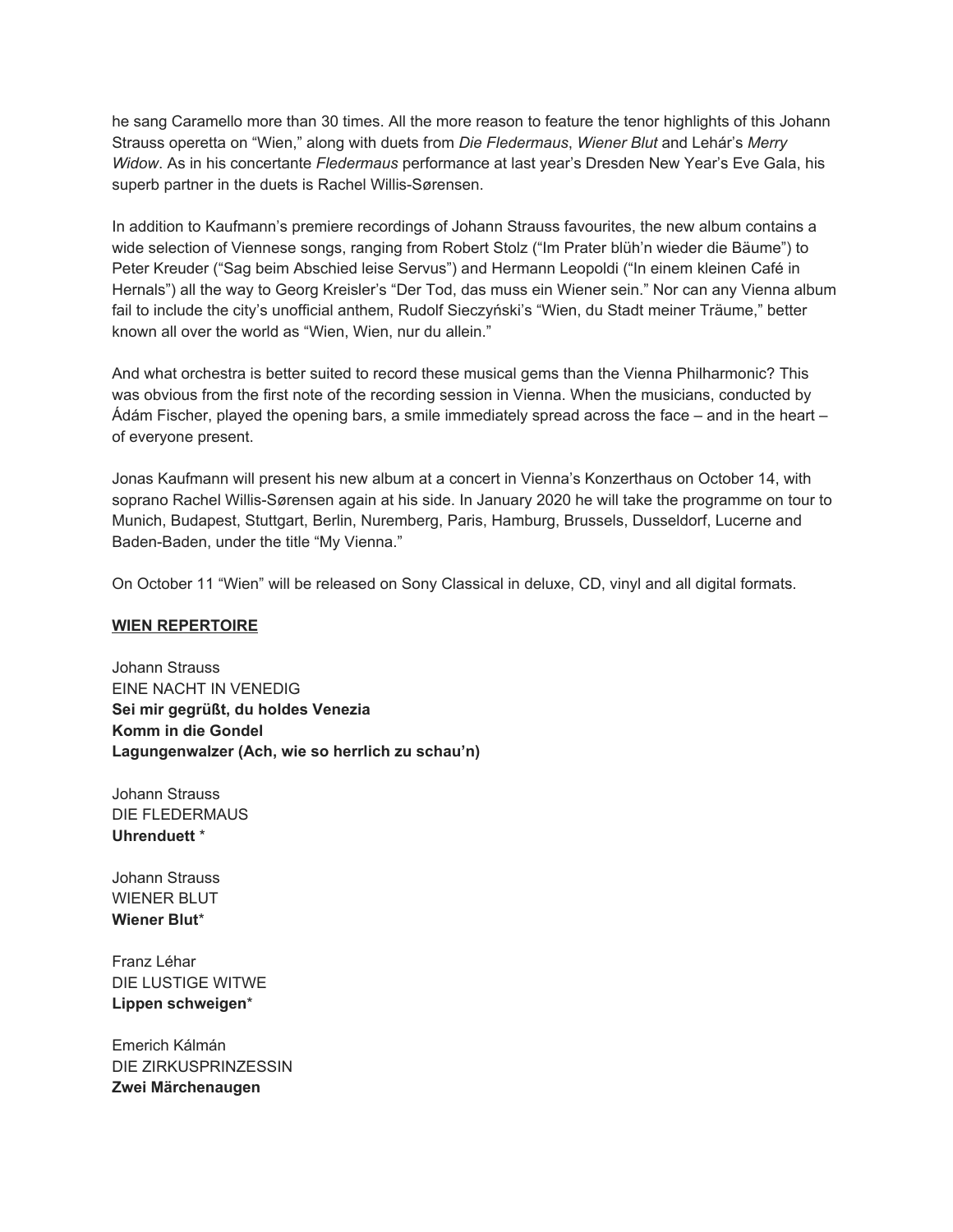he sang Caramello more than 30 times. All the more reason to feature the tenor highlights of this Johann Strauss operetta on "Wien," along with duets from *Die Fledermaus*, *Wiener Blut* and Lehár's *Merry Widow*. As in his concertante *Fledermaus* performance at last year's Dresden New Year's Eve Gala, his superb partner in the duets is Rachel Willis-Sørensen.

In addition to Kaufmann's premiere recordings of Johann Strauss favourites, the new album contains a wide selection of Viennese songs, ranging from Robert Stolz ("Im Prater blüh'n wieder die Bäume") to Peter Kreuder ("Sag beim Abschied leise Servus") and Hermann Leopoldi ("In einem kleinen Café in Hernals") all the way to Georg Kreisler's "Der Tod, das muss ein Wiener sein." Nor can any Vienna album fail to include the city's unofficial anthem, Rudolf Sieczyński's "Wien, du Stadt meiner Träume," better known all over the world as "Wien, Wien, nur du allein."

And what orchestra is better suited to record these musical gems than the Vienna Philharmonic? This was obvious from the first note of the recording session in Vienna. When the musicians, conducted by Ádám Fischer, played the opening bars, a smile immediately spread across the face – and in the heart – of everyone present.

Jonas Kaufmann will present his new album at a concert in Vienna's Konzerthaus on October 14, with soprano Rachel Willis-Sørensen again at his side. In January 2020 he will take the programme on tour to Munich, Budapest, Stuttgart, Berlin, Nuremberg, Paris, Hamburg, Brussels, Dusseldorf, Lucerne and Baden-Baden, under the title "My Vienna."

On October 11 "Wien" will be released on Sony Classical in deluxe, CD, vinyl and all digital formats.

**WIEN REPERTOIRE**

Johann Strauss
EINE NACHT IN VENEDIG
**Sei mir gegrüßt, du holdes Venezia**
**Komm in die Gondel**
**Lagungenwalzer (Ach, wie so herrlich zu schau'n)**

Johann Strauss
DIE FLEDERMAUS
**Uhrenduett** *

Johann Strauss
WIENER BLUT
**Wiener Blut***

Franz Léhar
DIE LUSTIGE WITWE
**Lippen schweigen***

Emerich Kálmán
DIE ZIRKUSPRINZESSIN
**Zwei Märchenaugen**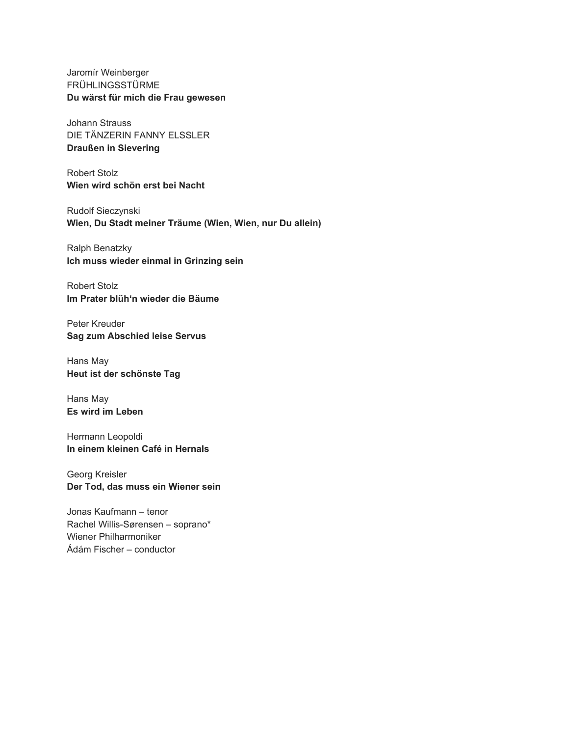Jaromír Weinberger
FRÜHLINGSSTÜRME
**Du wärst für mich die Frau gewesen**

Johann Strauss
DIE TÄNZERIN FANNY ELSSLER
**Draußen in Sievering**

Robert Stolz
**Wien wird schön erst bei Nacht**

Rudolf Sieczynski
**Wien, Du Stadt meiner Träume (Wien, Wien, nur Du allein)**

Ralph Benatzky
**Ich muss wieder einmal in Grinzing sein**

Robert Stolz
**Im Prater blüh'n wieder die Bäume**

Peter Kreuder
**Sag zum Abschied leise Servus**

Hans May
**Heut ist der schönste Tag**

Hans May
**Es wird im Leben**

Hermann Leopoldi
**In einem kleinen Café in Hernals**

Georg Kreisler
**Der Tod, das muss ein Wiener sein**

Jonas Kaufmann – tenor
Rachel Willis-Sørensen – soprano*
Wiener Philharmoniker
Ádám Fischer – conductor